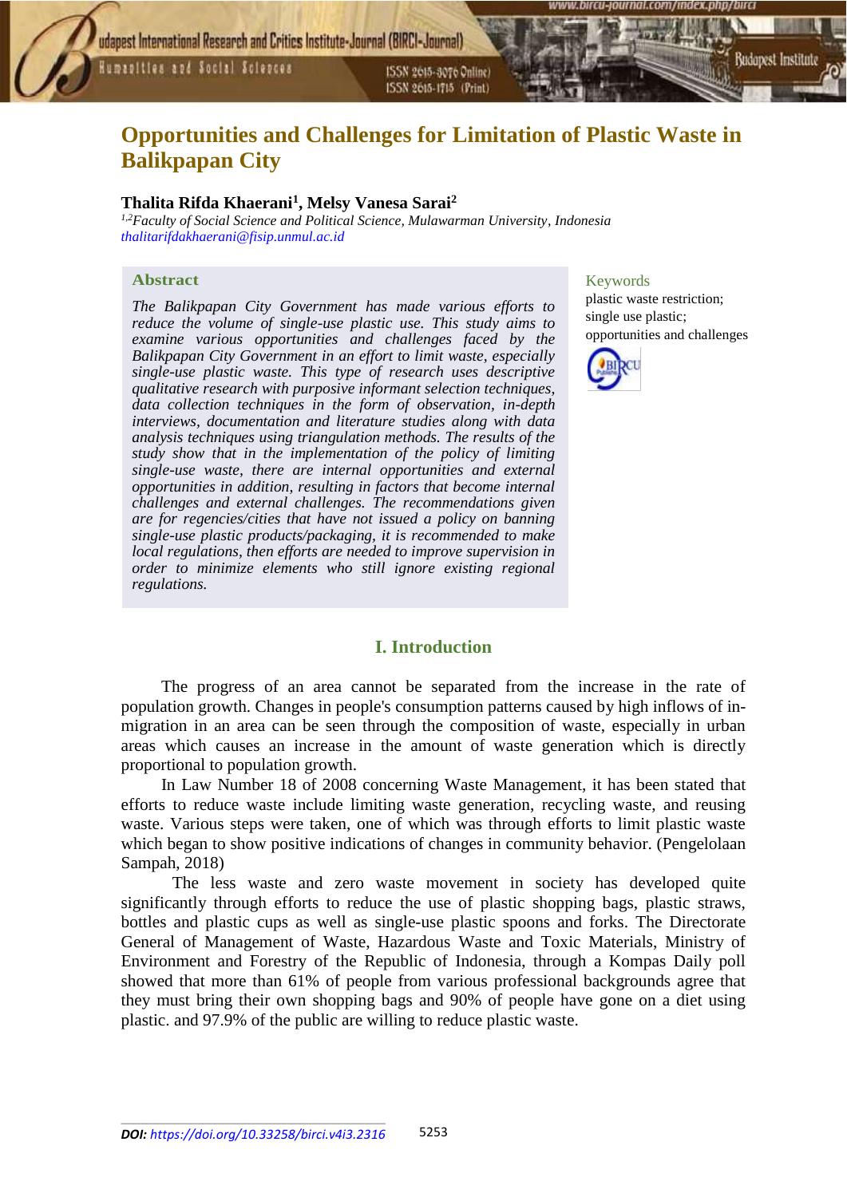# Opportunities and Challenges for Limitation of Plastic Waste in Balikpapan City

**Thalita Rifda Khaerani[1], Melsy Vanesa Sarai[2]**

*[1,2]Faculty of Social Science and Political Science, Mulawarman University, Indonesia*
thalitarifdakhaerani@fisip.unmul.ac.id

## Abstract

*The Balikpapan City Government has made various efforts to reduce the volume of single-use plastic use. This study aims to examine various opportunities and challenges faced by the Balikpapan City Government in an effort to limit waste, especially single-use plastic waste. This type of research uses descriptive qualitative research with purposive informant selection techniques, data collection techniques in the form of observation, in-depth interviews, documentation and literature studies along with data analysis techniques using triangulation methods. The results of the study show that in the implementation of the policy of limiting single-use waste, there are internal opportunities and external opportunities in addition, resulting in factors that become internal challenges and external challenges. The recommendations given are for regencies/cities that have not issued a policy on banning single-use plastic products/packaging, it is recommended to make local regulations, then efforts are needed to improve supervision in order to minimize elements who still ignore existing regional regulations.*

**Keywords**

plastic waste restriction; single use plastic; opportunities and challenges

## I. Introduction

The progress of an area cannot be separated from the increase in the rate of population growth. Changes in people's consumption patterns caused by high inflows of in-migration in an area can be seen through the composition of waste, especially in urban areas which causes an increase in the amount of waste generation which is directly proportional to population growth.

In Law Number 18 of 2008 concerning Waste Management, it has been stated that efforts to reduce waste include limiting waste generation, recycling waste, and reusing waste. Various steps were taken, one of which was through efforts to limit plastic waste which began to show positive indications of changes in community behavior. (Pengelolaan Sampah, 2018)

The less waste and zero waste movement in society has developed quite significantly through efforts to reduce the use of plastic shopping bags, plastic straws, bottles and plastic cups as well as single-use plastic spoons and forks. The Directorate General of Management of Waste, Hazardous Waste and Toxic Materials, Ministry of Environment and Forestry of the Republic of Indonesia, through a Kompas Daily poll showed that more than 61% of people from various professional backgrounds agree that they must bring their own shopping bags and 90% of people have gone on a diet using plastic. and 97.9% of the public are willing to reduce plastic waste.

DOI: https://doi.org/10.33258/birci.v4i3.2316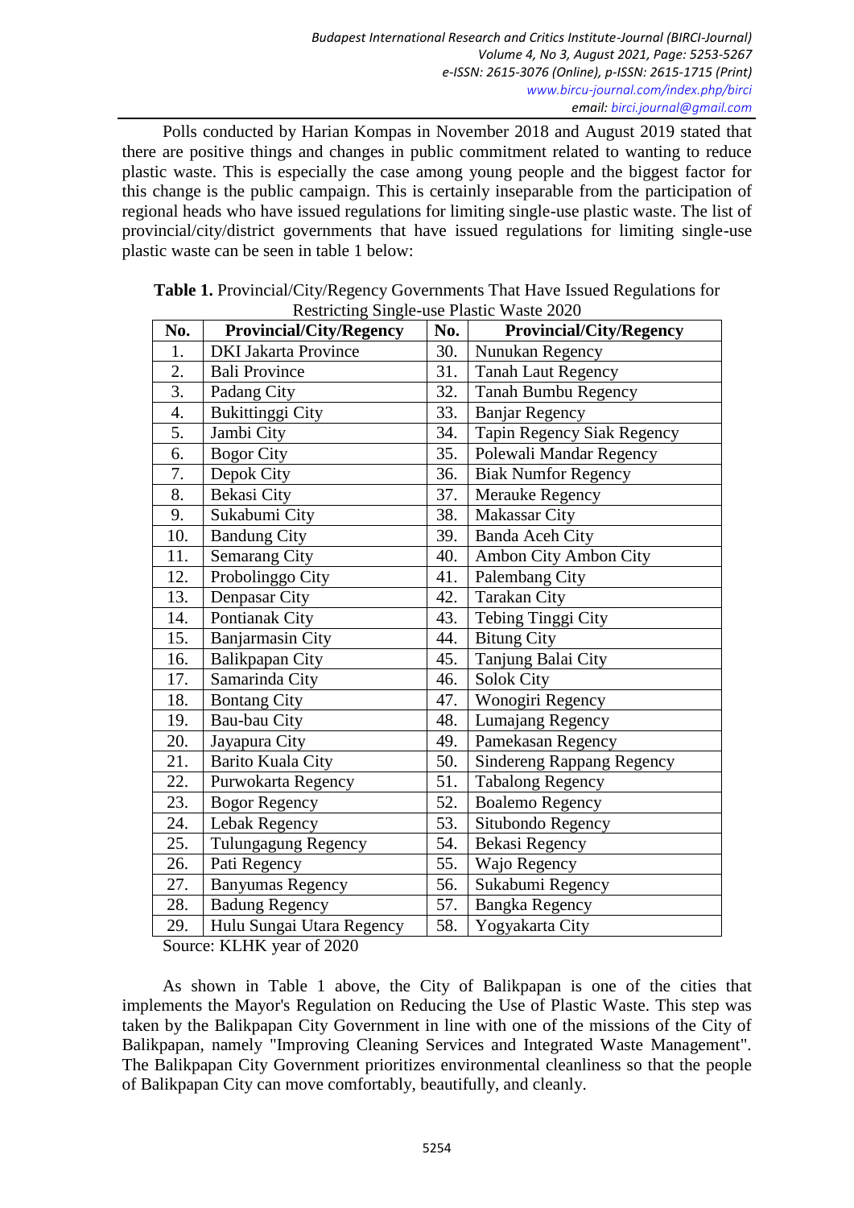Polls conducted by Harian Kompas in November 2018 and August 2019 stated that there are positive things and changes in public commitment related to wanting to reduce plastic waste. This is especially the case among young people and the biggest factor for this change is the public campaign. This is certainly inseparable from the participation of regional heads who have issued regulations for limiting single-use plastic waste. The list of provincial/city/district governments that have issued regulations for limiting single-use plastic waste can be seen in table 1 below:

**Table 1.** Provincial/City/Regency Governments That Have Issued Regulations for Restricting Single-use Plastic Waste 2020

| No. | Provincial/City/Regency | No. | Provincial/City/Regency |
|---|---|---|---|
| 1. | DKI Jakarta Province | 30. | Nunukan Regency |
| 2. | Bali Province | 31. | Tanah Laut Regency |
| 3. | Padang City | 32. | Tanah Bumbu Regency |
| 4. | Bukittinggi City | 33. | Banjar Regency |
| 5. | Jambi City | 34. | Tapin Regency Siak Regency |
| 6. | Bogor City | 35. | Polewali Mandar Regency |
| 7. | Depok City | 36. | Biak Numfor Regency |
| 8. | Bekasi City | 37. | Merauke Regency |
| 9. | Sukabumi City | 38. | Makassar City |
| 10. | Bandung City | 39. | Banda Aceh City |
| 11. | Semarang City | 40. | Ambon City Ambon City |
| 12. | Probolinggo City | 41. | Palembang City |
| 13. | Denpasar City | 42. | Tarakan City |
| 14. | Pontianak City | 43. | Tebing Tinggi City |
| 15. | Banjarmasin City | 44. | Bitung City |
| 16. | Balikpapan City | 45. | Tanjung Balai City |
| 17. | Samarinda City | 46. | Solok City |
| 18. | Bontang City | 47. | Wonogiri Regency |
| 19. | Bau-bau City | 48. | Lumajang Regency |
| 20. | Jayapura City | 49. | Pamekasan Regency |
| 21. | Barito Kuala City | 50. | Sindereng Rappang Regency |
| 22. | Purwokarta Regency | 51. | Tabalong Regency |
| 23. | Bogor Regency | 52. | Boalemo Regency |
| 24. | Lebak Regency | 53. | Situbondo Regency |
| 25. | Tulungagung Regency | 54. | Bekasi Regency |
| 26. | Pati Regency | 55. | Wajo Regency |
| 27. | Banyumas Regency | 56. | Sukabumi Regency |
| 28. | Badung Regency | 57. | Bangka Regency |
| 29. | Hulu Sungai Utara Regency | 58. | Yogyakarta City |

Source: KLHK year of 2020

As shown in Table 1 above, the City of Balikpapan is one of the cities that implements the Mayor's Regulation on Reducing the Use of Plastic Waste. This step was taken by the Balikpapan City Government in line with one of the missions of the City of Balikpapan, namely "Improving Cleaning Services and Integrated Waste Management". The Balikpapan City Government prioritizes environmental cleanliness so that the people of Balikpapan City can move comfortably, beautifully, and cleanly.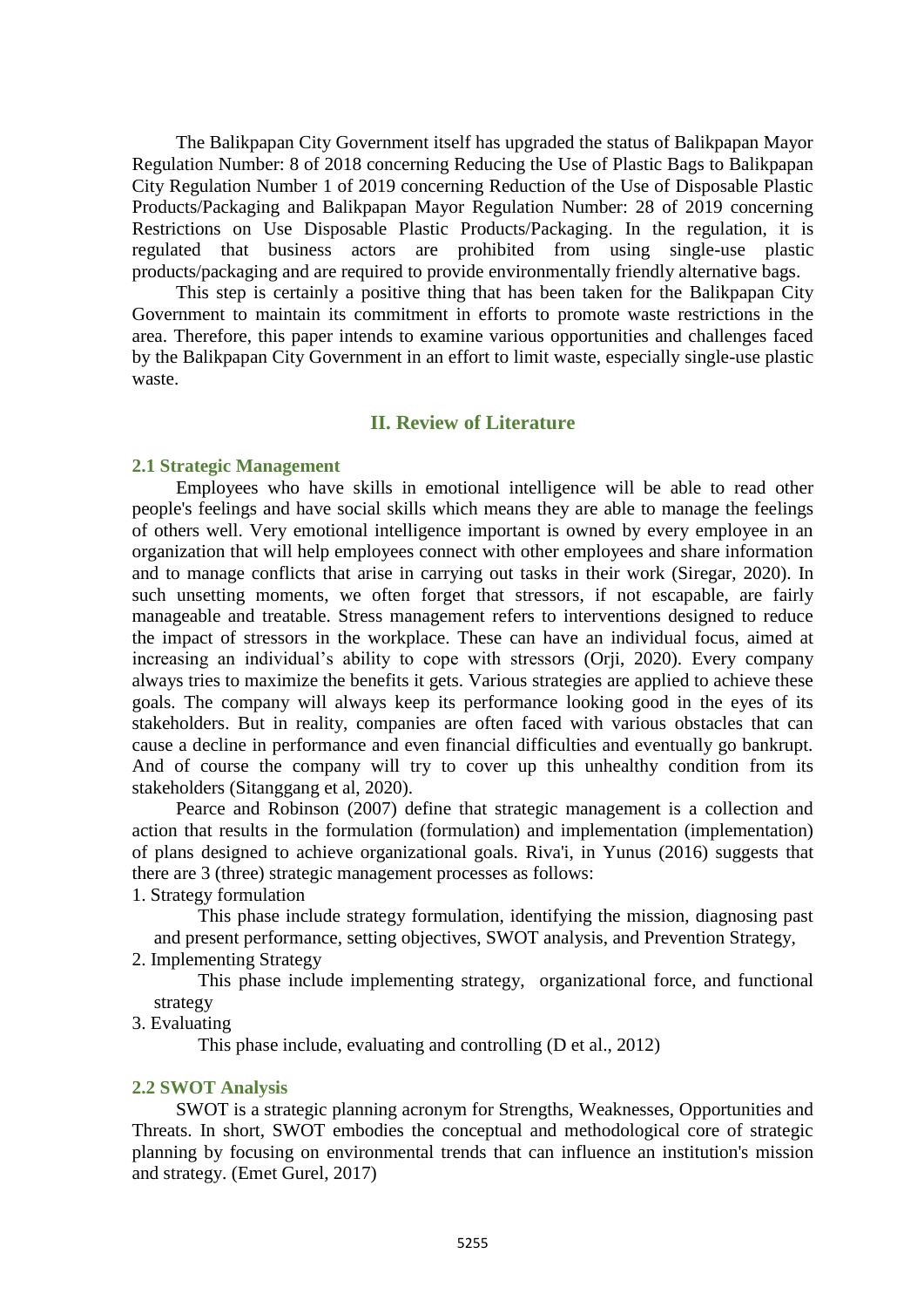The Balikpapan City Government itself has upgraded the status of Balikpapan Mayor Regulation Number: 8 of 2018 concerning Reducing the Use of Plastic Bags to Balikpapan City Regulation Number 1 of 2019 concerning Reduction of the Use of Disposable Plastic Products/Packaging and Balikpapan Mayor Regulation Number: 28 of 2019 concerning Restrictions on Use Disposable Plastic Products/Packaging. In the regulation, it is regulated that business actors are prohibited from using single-use plastic products/packaging and are required to provide environmentally friendly alternative bags.

This step is certainly a positive thing that has been taken for the Balikpapan City Government to maintain its commitment in efforts to promote waste restrictions in the area. Therefore, this paper intends to examine various opportunities and challenges faced by the Balikpapan City Government in an effort to limit waste, especially single-use plastic waste.

## II. Review of Literature

### 2.1 Strategic Management

Employees who have skills in emotional intelligence will be able to read other people's feelings and have social skills which means they are able to manage the feelings of others well. Very emotional intelligence important is owned by every employee in an organization that will help employees connect with other employees and share information and to manage conflicts that arise in carrying out tasks in their work (Siregar, 2020). In such unsetting moments, we often forget that stressors, if not escapable, are fairly manageable and treatable. Stress management refers to interventions designed to reduce the impact of stressors in the workplace. These can have an individual focus, aimed at increasing an individual's ability to cope with stressors (Orji, 2020). Every company always tries to maximize the benefits it gets. Various strategies are applied to achieve these goals. The company will always keep its performance looking good in the eyes of its stakeholders. But in reality, companies are often faced with various obstacles that can cause a decline in performance and even financial difficulties and eventually go bankrupt. And of course the company will try to cover up this unhealthy condition from its stakeholders (Sitanggang et al, 2020).

Pearce and Robinson (2007) define that strategic management is a collection and action that results in the formulation (formulation) and implementation (implementation) of plans designed to achieve organizational goals. Riva'i, in Yunus (2016) suggests that there are 3 (three) strategic management processes as follows:

1. Strategy formulation

   This phase include strategy formulation, identifying the mission, diagnosing past and present performance, setting objectives, SWOT analysis, and Prevention Strategy,

2. Implementing Strategy

   This phase include implementing strategy, organizational force, and functional strategy

3. Evaluating

   This phase include, evaluating and controlling (D et al., 2012)

### 2.2 SWOT Analysis

SWOT is a strategic planning acronym for Strengths, Weaknesses, Opportunities and Threats. In short, SWOT embodies the conceptual and methodological core of strategic planning by focusing on environmental trends that can influence an institution's mission and strategy. (Emet Gurel, 2017)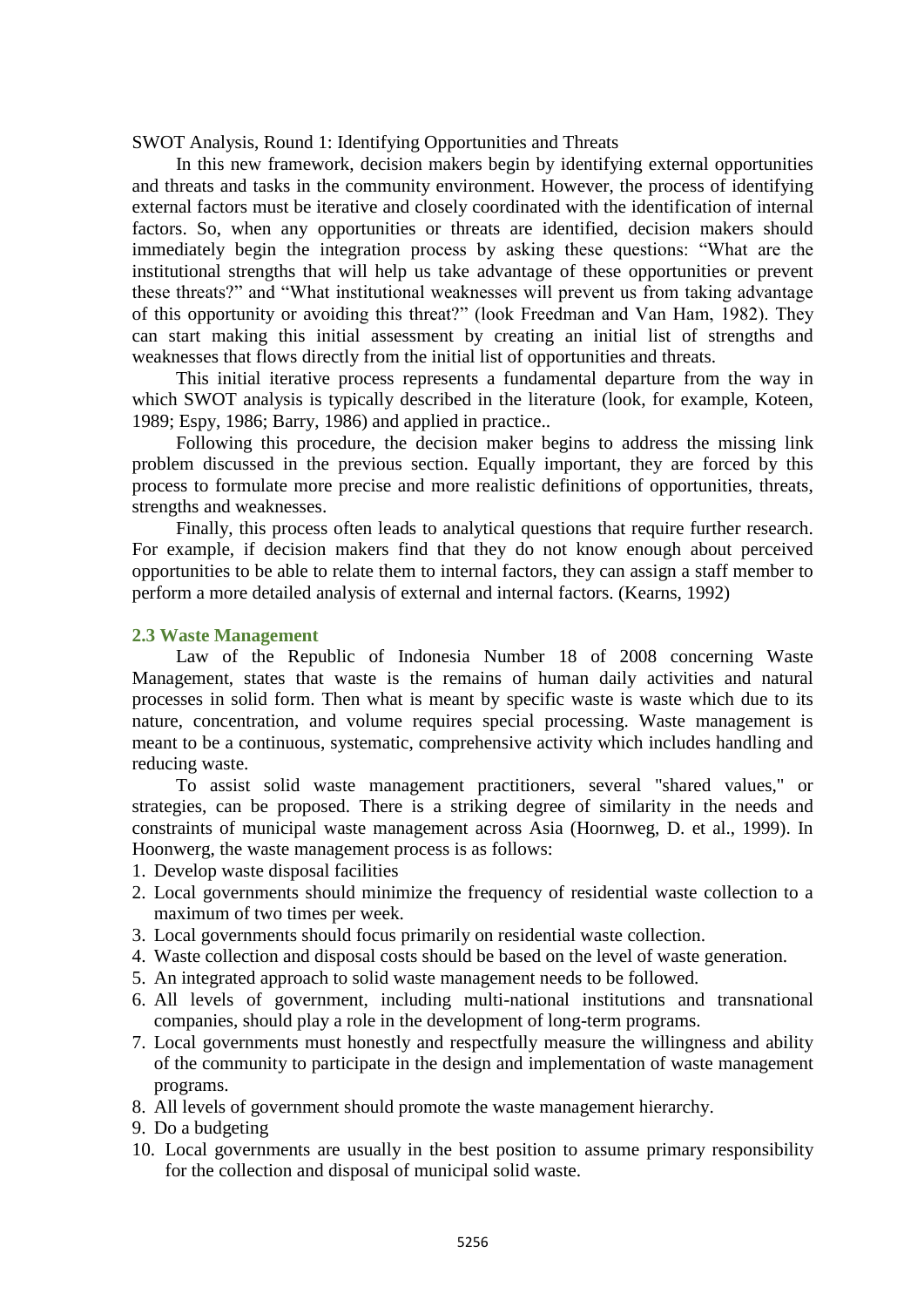SWOT Analysis, Round 1: Identifying Opportunities and Threats

In this new framework, decision makers begin by identifying external opportunities and threats and tasks in the community environment. However, the process of identifying external factors must be iterative and closely coordinated with the identification of internal factors. So, when any opportunities or threats are identified, decision makers should immediately begin the integration process by asking these questions: "What are the institutional strengths that will help us take advantage of these opportunities or prevent these threats?" and "What institutional weaknesses will prevent us from taking advantage of this opportunity or avoiding this threat?" (look Freedman and Van Ham, 1982). They can start making this initial assessment by creating an initial list of strengths and weaknesses that flows directly from the initial list of opportunities and threats.

This initial iterative process represents a fundamental departure from the way in which SWOT analysis is typically described in the literature (look, for example, Koteen, 1989; Espy, 1986; Barry, 1986) and applied in practice..

Following this procedure, the decision maker begins to address the missing link problem discussed in the previous section. Equally important, they are forced by this process to formulate more precise and more realistic definitions of opportunities, threats, strengths and weaknesses.

Finally, this process often leads to analytical questions that require further research. For example, if decision makers find that they do not know enough about perceived opportunities to be able to relate them to internal factors, they can assign a staff member to perform a more detailed analysis of external and internal factors. (Kearns, 1992)

### 2.3 Waste Management

Law of the Republic of Indonesia Number 18 of 2008 concerning Waste Management, states that waste is the remains of human daily activities and natural processes in solid form. Then what is meant by specific waste is waste which due to its nature, concentration, and volume requires special processing. Waste management is meant to be a continuous, systematic, comprehensive activity which includes handling and reducing waste.

To assist solid waste management practitioners, several "shared values," or strategies, can be proposed. There is a striking degree of similarity in the needs and constraints of municipal waste management across Asia (Hoornweg, D. et al., 1999). In Hoonwerg, the waste management process is as follows:

1. Develop waste disposal facilities
2. Local governments should minimize the frequency of residential waste collection to a maximum of two times per week.
3. Local governments should focus primarily on residential waste collection.
4. Waste collection and disposal costs should be based on the level of waste generation.
5. An integrated approach to solid waste management needs to be followed.
6. All levels of government, including multi-national institutions and transnational companies, should play a role in the development of long-term programs.
7. Local governments must honestly and respectfully measure the willingness and ability of the community to participate in the design and implementation of waste management programs.
8. All levels of government should promote the waste management hierarchy.
9. Do a budgeting
10. Local governments are usually in the best position to assume primary responsibility for the collection and disposal of municipal solid waste.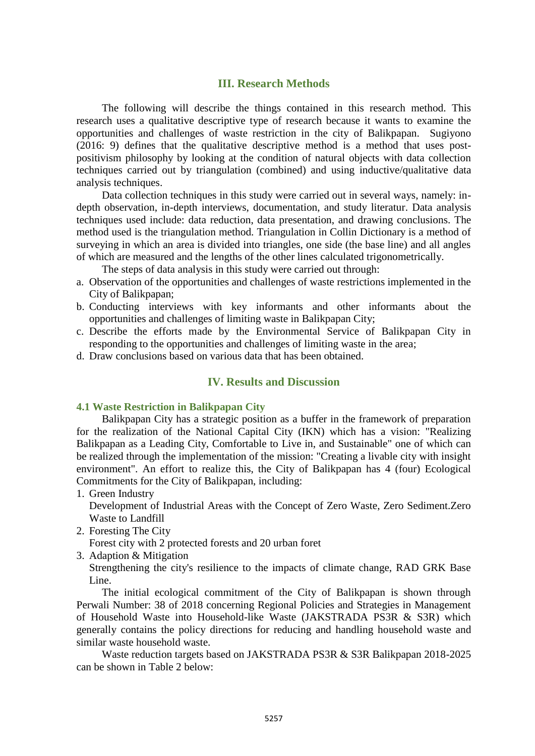## III. Research Methods

The following will describe the things contained in this research method. This research uses a qualitative descriptive type of research because it wants to examine the opportunities and challenges of waste restriction in the city of Balikpapan. Sugiyono (2016: 9) defines that the qualitative descriptive method is a method that uses post-positivism philosophy by looking at the condition of natural objects with data collection techniques carried out by triangulation (combined) and using inductive/qualitative data analysis techniques.

Data collection techniques in this study were carried out in several ways, namely: in-depth observation, in-depth interviews, documentation, and study literatur. Data analysis techniques used include: data reduction, data presentation, and drawing conclusions. The method used is the triangulation method. Triangulation in Collin Dictionary is a method of surveying in which an area is divided into triangles, one side (the base line) and all angles of which are measured and the lengths of the other lines calculated trigonometrically.

The steps of data analysis in this study were carried out through:

a. Observation of the opportunities and challenges of waste restrictions implemented in the City of Balikpapan;
b. Conducting interviews with key informants and other informants about the opportunities and challenges of limiting waste in Balikpapan City;
c. Describe the efforts made by the Environmental Service of Balikpapan City in responding to the opportunities and challenges of limiting waste in the area;
d. Draw conclusions based on various data that has been obtained.

## IV. Results and Discussion

### 4.1 Waste Restriction in Balikpapan City

Balikpapan City has a strategic position as a buffer in the framework of preparation for the realization of the National Capital City (IKN) which has a vision: "Realizing Balikpapan as a Leading City, Comfortable to Live in, and Sustainable" one of which can be realized through the implementation of the mission: "Creating a livable city with insight environment". An effort to realize this, the City of Balikpapan has 4 (four) Ecological Commitments for the City of Balikpapan, including:

1. Green Industry
   Development of Industrial Areas with the Concept of Zero Waste, Zero Sediment.Zero Waste to Landfill
2. Foresting The City
   Forest city with 2 protected forests and 20 urban foret
3. Adaption & Mitigation
   Strengthening the city's resilience to the impacts of climate change, RAD GRK Base Line.

The initial ecological commitment of the City of Balikpapan is shown through Perwali Number: 38 of 2018 concerning Regional Policies and Strategies in Management of Household Waste into Household-like Waste (JAKSTRADA PS3R & S3R) which generally contains the policy directions for reducing and handling household waste and similar waste household waste.

Waste reduction targets based on JAKSTRADA PS3R & S3R Balikpapan 2018-2025 can be shown in Table 2 below: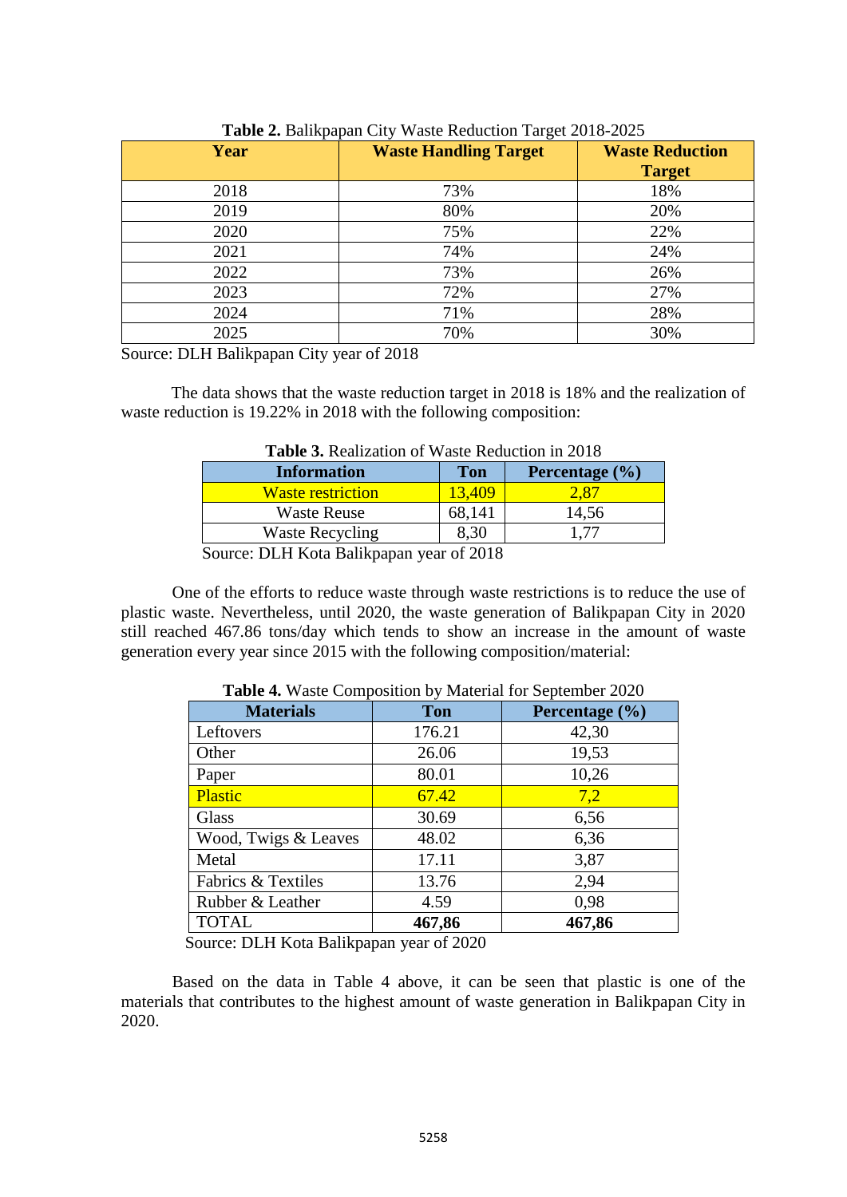**Table 2.** Balikpapan City Waste Reduction Target 2018-2025

| Year | Waste Handling Target | Waste Reduction Target |
|---|---|---|
| 2018 | 73% | 18% |
| 2019 | 80% | 20% |
| 2020 | 75% | 22% |
| 2021 | 74% | 24% |
| 2022 | 73% | 26% |
| 2023 | 72% | 27% |
| 2024 | 71% | 28% |
| 2025 | 70% | 30% |

Source: DLH Balikpapan City year of 2018

The data shows that the waste reduction target in 2018 is 18% and the realization of waste reduction is 19.22% in 2018 with the following composition:

**Table 3.** Realization of Waste Reduction in 2018

| Information | Ton | Percentage (%) |
|---|---|---|
| Waste restriction | 13,409 | 2,87 |
| Waste Reuse | 68,141 | 14,56 |
| Waste Recycling | 8,30 | 1,77 |

Source: DLH Kota Balikpapan year of 2018

One of the efforts to reduce waste through waste restrictions is to reduce the use of plastic waste. Nevertheless, until 2020, the waste generation of Balikpapan City in 2020 still reached 467.86 tons/day which tends to show an increase in the amount of waste generation every year since 2015 with the following composition/material:

**Table 4.** Waste Composition by Material for September 2020

| Materials | Ton | Percentage (%) |
|---|---|---|
| Leftovers | 176.21 | 42,30 |
| Other | 26.06 | 19,53 |
| Paper | 80.01 | 10,26 |
| Plastic | 67.42 | 7,2 |
| Glass | 30.69 | 6,56 |
| Wood, Twigs & Leaves | 48.02 | 6,36 |
| Metal | 17.11 | 3,87 |
| Fabrics & Textiles | 13.76 | 2,94 |
| Rubber & Leather | 4.59 | 0,98 |
| TOTAL | **467,86** | **467,86** |

Source: DLH Kota Balikpapan year of 2020

Based on the data in Table 4 above, it can be seen that plastic is one of the materials that contributes to the highest amount of waste generation in Balikpapan City in 2020.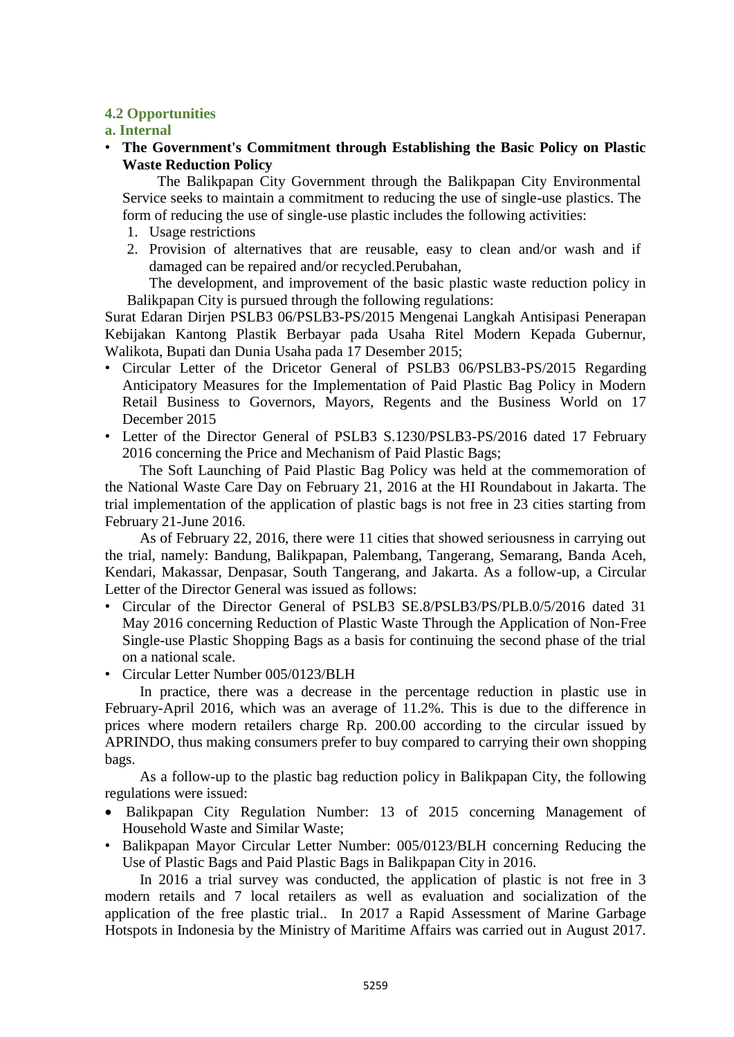### 4.2 Opportunities

#### a. Internal

- **The Government's Commitment through Establishing the Basic Policy on Plastic Waste Reduction Policy**

  The Balikpapan City Government through the Balikpapan City Environmental Service seeks to maintain a commitment to reducing the use of single-use plastics. The form of reducing the use of single-use plastic includes the following activities:

  1. Usage restrictions
  2. Provision of alternatives that are reusable, easy to clean and/or wash and if damaged can be repaired and/or recycled.Perubahan,

  The development, and improvement of the basic plastic waste reduction policy in Balikpapan City is pursued through the following regulations:

Surat Edaran Dirjen PSLB3 06/PSLB3-PS/2015 Mengenai Langkah Antisipasi Penerapan Kebijakan Kantong Plastik Berbayar pada Usaha Ritel Modern Kepada Gubernur, Walikota, Bupati dan Dunia Usaha pada 17 Desember 2015;

- Circular Letter of the Dricetor General of PSLB3 06/PSLB3-PS/2015 Regarding Anticipatory Measures for the Implementation of Paid Plastic Bag Policy in Modern Retail Business to Governors, Mayors, Regents and the Business World on 17 December 2015
- Letter of the Director General of PSLB3 S.1230/PSLB3-PS/2016 dated 17 February 2016 concerning the Price and Mechanism of Paid Plastic Bags;

The Soft Launching of Paid Plastic Bag Policy was held at the commemoration of the National Waste Care Day on February 21, 2016 at the HI Roundabout in Jakarta. The trial implementation of the application of plastic bags is not free in 23 cities starting from February 21-June 2016.

As of February 22, 2016, there were 11 cities that showed seriousness in carrying out the trial, namely: Bandung, Balikpapan, Palembang, Tangerang, Semarang, Banda Aceh, Kendari, Makassar, Denpasar, South Tangerang, and Jakarta. As a follow-up, a Circular Letter of the Director General was issued as follows:

- Circular of the Director General of PSLB3 SE.8/PSLB3/PS/PLB.0/5/2016 dated 31 May 2016 concerning Reduction of Plastic Waste Through the Application of Non-Free Single-use Plastic Shopping Bags as a basis for continuing the second phase of the trial on a national scale.
- Circular Letter Number 005/0123/BLH

In practice, there was a decrease in the percentage reduction in plastic use in February-April 2016, which was an average of 11.2%. This is due to the difference in prices where modern retailers charge Rp. 200.00 according to the circular issued by APRINDO, thus making consumers prefer to buy compared to carrying their own shopping bags.

As a follow-up to the plastic bag reduction policy in Balikpapan City, the following regulations were issued:

- Balikpapan City Regulation Number: 13 of 2015 concerning Management of Household Waste and Similar Waste;
- Balikpapan Mayor Circular Letter Number: 005/0123/BLH concerning Reducing the Use of Plastic Bags and Paid Plastic Bags in Balikpapan City in 2016.

In 2016 a trial survey was conducted, the application of plastic is not free in 3 modern retails and 7 local retailers as well as evaluation and socialization of the application of the free plastic trial.. In 2017 a Rapid Assessment of Marine Garbage Hotspots in Indonesia by the Ministry of Maritime Affairs was carried out in August 2017.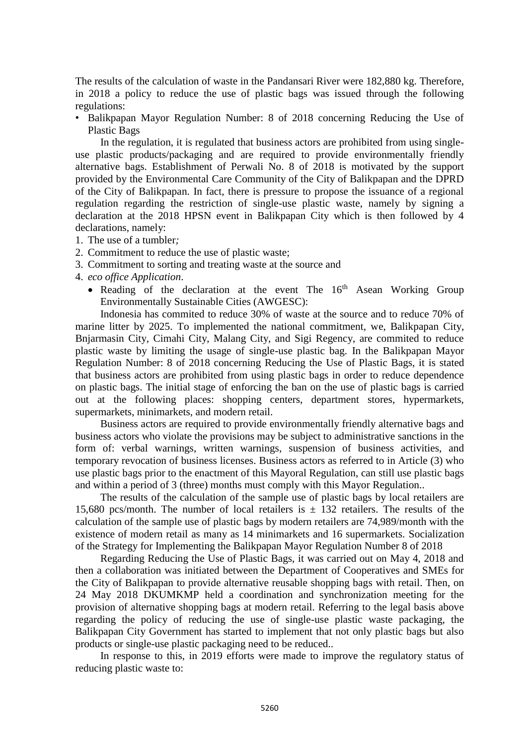The results of the calculation of waste in the Pandansari River were 182,880 kg. Therefore, in 2018 a policy to reduce the use of plastic bags was issued through the following regulations:

- Balikpapan Mayor Regulation Number: 8 of 2018 concerning Reducing the Use of Plastic Bags

  In the regulation, it is regulated that business actors are prohibited from using single-use plastic products/packaging and are required to provide environmentally friendly alternative bags. Establishment of Perwali No. 8 of 2018 is motivated by the support provided by the Environmental Care Community of the City of Balikpapan and the DPRD of the City of Balikpapan. In fact, there is pressure to propose the issuance of a regional regulation regarding the restriction of single-use plastic waste, namely by signing a declaration at the 2018 HPSN event in Balikpapan City which is then followed by 4 declarations, namely:

1. The use of a tumbler*;*
2. Commitment to reduce the use of plastic waste;
3. Commitment to sorting and treating waste at the source and
4. *eco office Application*.

- Reading of the declaration at the event The 16th Asean Working Group Environmentally Sustainable Cities (AWGESC):

  Indonesia has commited to reduce 30% of waste at the source and to reduce 70% of marine litter by 2025. To implemented the national commitment, we, Balikpapan City, Bnjarmasin City, Cimahi City, Malang City, and Sigi Regency, are commited to reduce plastic waste by limiting the usage of single-use plastic bag. In the Balikpapan Mayor Regulation Number: 8 of 2018 concerning Reducing the Use of Plastic Bags, it is stated that business actors are prohibited from using plastic bags in order to reduce dependence on plastic bags. The initial stage of enforcing the ban on the use of plastic bags is carried out at the following places: shopping centers, department stores, hypermarkets, supermarkets, minimarkets, and modern retail.

  Business actors are required to provide environmentally friendly alternative bags and business actors who violate the provisions may be subject to administrative sanctions in the form of: verbal warnings, written warnings, suspension of business activities, and temporary revocation of business licenses. Business actors as referred to in Article (3) who use plastic bags prior to the enactment of this Mayoral Regulation, can still use plastic bags and within a period of 3 (three) months must comply with this Mayor Regulation..

  The results of the calculation of the sample use of plastic bags by local retailers are 15,680 pcs/month. The number of local retailers is ± 132 retailers. The results of the calculation of the sample use of plastic bags by modern retailers are 74,989/month with the existence of modern retail as many as 14 minimarkets and 16 supermarkets. Socialization of the Strategy for Implementing the Balikpapan Mayor Regulation Number 8 of 2018

  Regarding Reducing the Use of Plastic Bags, it was carried out on May 4, 2018 and then a collaboration was initiated between the Department of Cooperatives and SMEs for the City of Balikpapan to provide alternative reusable shopping bags with retail. Then, on 24 May 2018 DKUMKMP held a coordination and synchronization meeting for the provision of alternative shopping bags at modern retail. Referring to the legal basis above regarding the policy of reducing the use of single-use plastic waste packaging, the Balikpapan City Government has started to implement that not only plastic bags but also products or single-use plastic packaging need to be reduced..

  In response to this, in 2019 efforts were made to improve the regulatory status of reducing plastic waste to: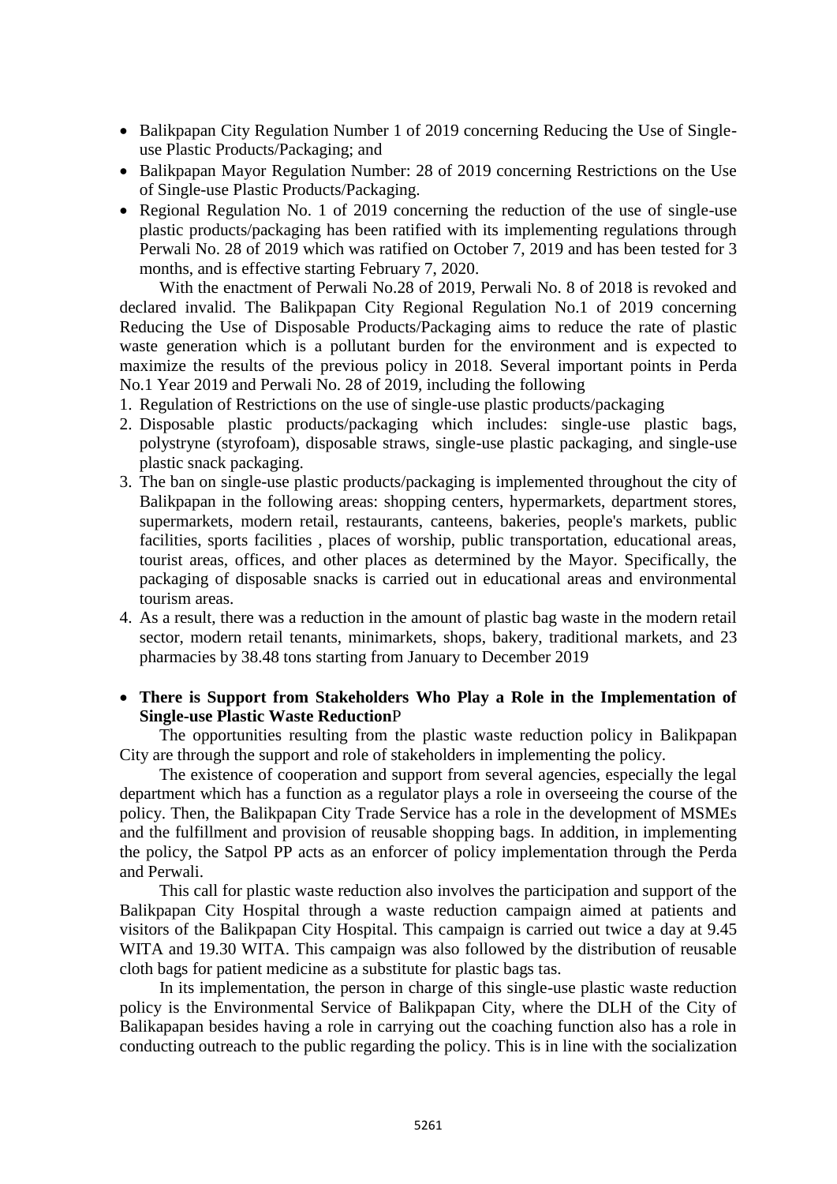- Balikpapan City Regulation Number 1 of 2019 concerning Reducing the Use of Single-use Plastic Products/Packaging; and
- Balikpapan Mayor Regulation Number: 28 of 2019 concerning Restrictions on the Use of Single-use Plastic Products/Packaging.
- Regional Regulation No. 1 of 2019 concerning the reduction of the use of single-use plastic products/packaging has been ratified with its implementing regulations through Perwali No. 28 of 2019 which was ratified on October 7, 2019 and has been tested for 3 months, and is effective starting February 7, 2020.

With the enactment of Perwali No.28 of 2019, Perwali No. 8 of 2018 is revoked and declared invalid. The Balikpapan City Regional Regulation No.1 of 2019 concerning Reducing the Use of Disposable Products/Packaging aims to reduce the rate of plastic waste generation which is a pollutant burden for the environment and is expected to maximize the results of the previous policy in 2018. Several important points in Perda No.1 Year 2019 and Perwali No. 28 of 2019, including the following

1. Regulation of Restrictions on the use of single-use plastic products/packaging
2. Disposable plastic products/packaging which includes: single-use plastic bags, polystryne (styrofoam), disposable straws, single-use plastic packaging, and single-use plastic snack packaging.
3. The ban on single-use plastic products/packaging is implemented throughout the city of Balikpapan in the following areas: shopping centers, hypermarkets, department stores, supermarkets, modern retail, restaurants, canteens, bakeries, people's markets, public facilities, sports facilities , places of worship, public transportation, educational areas, tourist areas, offices, and other places as determined by the Mayor. Specifically, the packaging of disposable snacks is carried out in educational areas and environmental tourism areas.
4. As a result, there was a reduction in the amount of plastic bag waste in the modern retail sector, modern retail tenants, minimarkets, shops, bakery, traditional markets, and 23 pharmacies by 38.48 tons starting from January to December 2019

- **There is Support from Stakeholders Who Play a Role in the Implementation of Single-use Plastic Waste Reduction**P

The opportunities resulting from the plastic waste reduction policy in Balikpapan City are through the support and role of stakeholders in implementing the policy.

The existence of cooperation and support from several agencies, especially the legal department which has a function as a regulator plays a role in overseeing the course of the policy. Then, the Balikpapan City Trade Service has a role in the development of MSMEs and the fulfillment and provision of reusable shopping bags. In addition, in implementing the policy, the Satpol PP acts as an enforcer of policy implementation through the Perda and Perwali.

This call for plastic waste reduction also involves the participation and support of the Balikpapan City Hospital through a waste reduction campaign aimed at patients and visitors of the Balikpapan City Hospital. This campaign is carried out twice a day at 9.45 WITA and 19.30 WITA. This campaign was also followed by the distribution of reusable cloth bags for patient medicine as a substitute for plastic bags tas.

In its implementation, the person in charge of this single-use plastic waste reduction policy is the Environmental Service of Balikpapan City, where the DLH of the City of Balikapapan besides having a role in carrying out the coaching function also has a role in conducting outreach to the public regarding the policy. This is in line with the socialization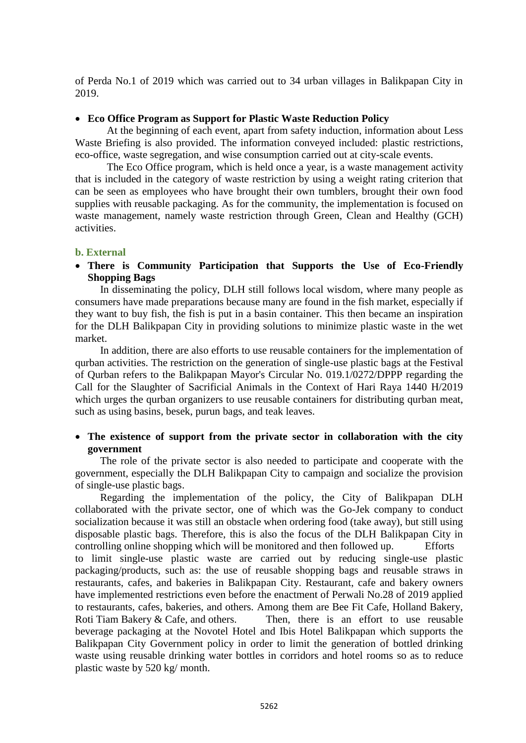of Perda No.1 of 2019 which was carried out to 34 urban villages in Balikpapan City in 2019.

- **Eco Office Program as Support for Plastic Waste Reduction Policy**

At the beginning of each event, apart from safety induction, information about Less Waste Briefing is also provided. The information conveyed included: plastic restrictions, eco-office, waste segregation, and wise consumption carried out at city-scale events.

The Eco Office program, which is held once a year, is a waste management activity that is included in the category of waste restriction by using a weight rating criterion that can be seen as employees who have brought their own tumblers, brought their own food supplies with reusable packaging. As for the community, the implementation is focused on waste management, namely waste restriction through Green, Clean and Healthy (GCH) activities.

### b. External

- **There is Community Participation that Supports the Use of Eco-Friendly Shopping Bags**

In disseminating the policy, DLH still follows local wisdom, where many people as consumers have made preparations because many are found in the fish market, especially if they want to buy fish, the fish is put in a basin container. This then became an inspiration for the DLH Balikpapan City in providing solutions to minimize plastic waste in the wet market.

In addition, there are also efforts to use reusable containers for the implementation of qurban activities. The restriction on the generation of single-use plastic bags at the Festival of Qurban refers to the Balikpapan Mayor's Circular No. 019.1/0272/DPPP regarding the Call for the Slaughter of Sacrificial Animals in the Context of Hari Raya 1440 H/2019 which urges the qurban organizers to use reusable containers for distributing qurban meat, such as using basins, besek, purun bags, and teak leaves.

- **The existence of support from the private sector in collaboration with the city government**

The role of the private sector is also needed to participate and cooperate with the government, especially the DLH Balikpapan City to campaign and socialize the provision of single-use plastic bags.

Regarding the implementation of the policy, the City of Balikpapan DLH collaborated with the private sector, one of which was the Go-Jek company to conduct socialization because it was still an obstacle when ordering food (take away), but still using disposable plastic bags. Therefore, this is also the focus of the DLH Balikpapan City in controlling online shopping which will be monitored and then followed up. Efforts to limit single-use plastic waste are carried out by reducing single-use plastic packaging/products, such as: the use of reusable shopping bags and reusable straws in restaurants, cafes, and bakeries in Balikpapan City. Restaurant, cafe and bakery owners have implemented restrictions even before the enactment of Perwali No.28 of 2019 applied to restaurants, cafes, bakeries, and others. Among them are Bee Fit Cafe, Holland Bakery, Roti Tiam Bakery & Cafe, and others. Then, there is an effort to use reusable beverage packaging at the Novotel Hotel and Ibis Hotel Balikpapan which supports the Balikpapan City Government policy in order to limit the generation of bottled drinking waste using reusable drinking water bottles in corridors and hotel rooms so as to reduce plastic waste by 520 kg/ month.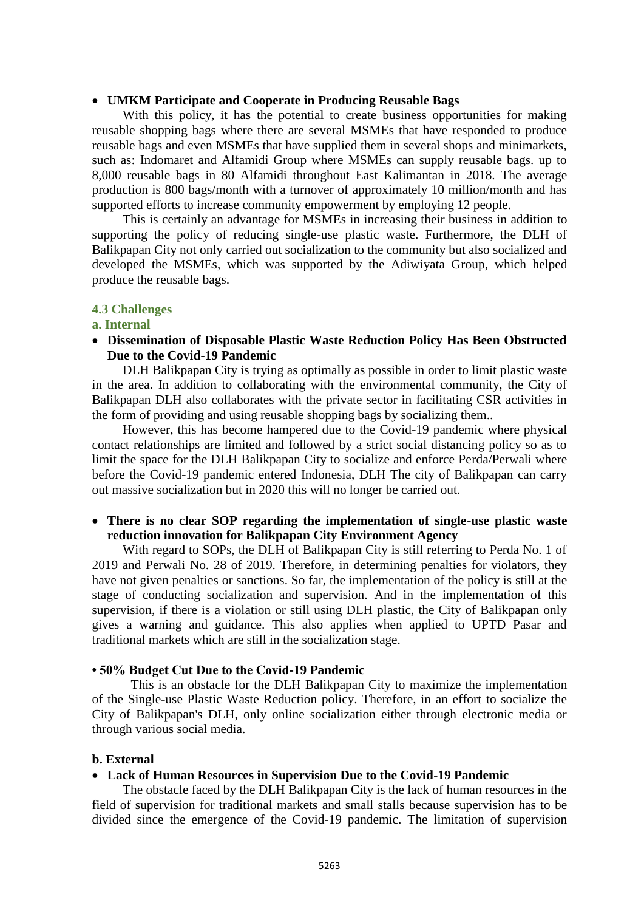- **UMKM Participate and Cooperate in Producing Reusable Bags**

With this policy, it has the potential to create business opportunities for making reusable shopping bags where there are several MSMEs that have responded to produce reusable bags and even MSMEs that have supplied them in several shops and minimarkets, such as: Indomaret and Alfamidi Group where MSMEs can supply reusable bags. up to 8,000 reusable bags in 80 Alfamidi throughout East Kalimantan in 2018. The average production is 800 bags/month with a turnover of approximately 10 million/month and has supported efforts to increase community empowerment by employing 12 people.

This is certainly an advantage for MSMEs in increasing their business in addition to supporting the policy of reducing single-use plastic waste. Furthermore, the DLH of Balikpapan City not only carried out socialization to the community but also socialized and developed the MSMEs, which was supported by the Adiwiyata Group, which helped produce the reusable bags.

### 4.3 Challenges

#### a. Internal

- **Dissemination of Disposable Plastic Waste Reduction Policy Has Been Obstructed Due to the Covid-19 Pandemic**

DLH Balikpapan City is trying as optimally as possible in order to limit plastic waste in the area. In addition to collaborating with the environmental community, the City of Balikpapan DLH also collaborates with the private sector in facilitating CSR activities in the form of providing and using reusable shopping bags by socializing them..

However, this has become hampered due to the Covid-19 pandemic where physical contact relationships are limited and followed by a strict social distancing policy so as to limit the space for the DLH Balikpapan City to socialize and enforce Perda/Perwali where before the Covid-19 pandemic entered Indonesia, DLH The city of Balikpapan can carry out massive socialization but in 2020 this will no longer be carried out.

- **There is no clear SOP regarding the implementation of single-use plastic waste reduction innovation for Balikpapan City Environment Agency**

With regard to SOPs, the DLH of Balikpapan City is still referring to Perda No. 1 of 2019 and Perwali No. 28 of 2019. Therefore, in determining penalties for violators, they have not given penalties or sanctions. So far, the implementation of the policy is still at the stage of conducting socialization and supervision. And in the implementation of this supervision, if there is a violation or still using DLH plastic, the City of Balikpapan only gives a warning and guidance. This also applies when applied to UPTD Pasar and traditional markets which are still in the socialization stage.

- **50% Budget Cut Due to the Covid-19 Pandemic**

This is an obstacle for the DLH Balikpapan City to maximize the implementation of the Single-use Plastic Waste Reduction policy. Therefore, in an effort to socialize the City of Balikpapan's DLH, only online socialization either through electronic media or through various social media.

#### b. External

- **Lack of Human Resources in Supervision Due to the Covid-19 Pandemic**

The obstacle faced by the DLH Balikpapan City is the lack of human resources in the field of supervision for traditional markets and small stalls because supervision has to be divided since the emergence of the Covid-19 pandemic. The limitation of supervision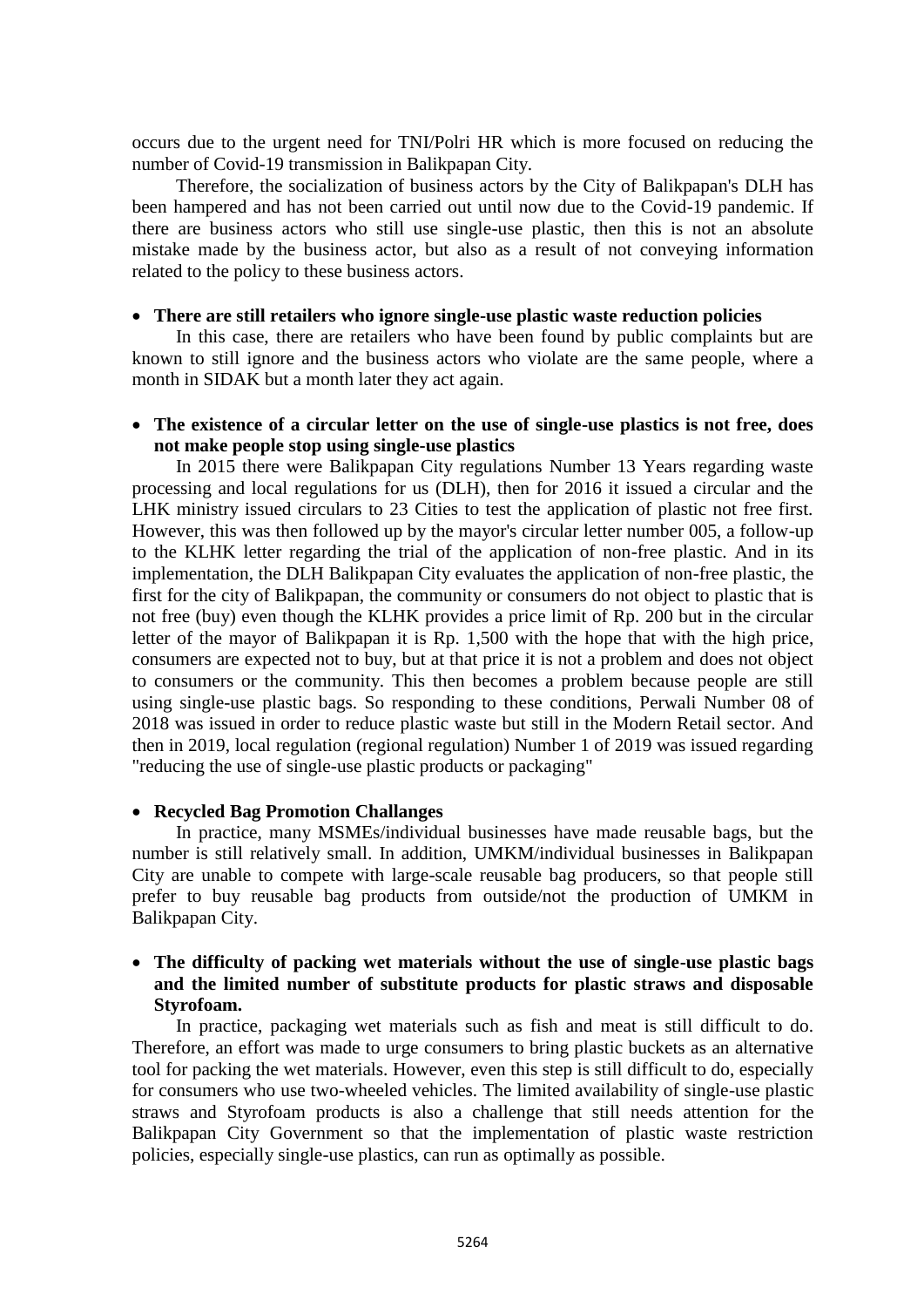occurs due to the urgent need for TNI/Polri HR which is more focused on reducing the number of Covid-19 transmission in Balikpapan City.

Therefore, the socialization of business actors by the City of Balikpapan's DLH has been hampered and has not been carried out until now due to the Covid-19 pandemic. If there are business actors who still use single-use plastic, then this is not an absolute mistake made by the business actor, but also as a result of not conveying information related to the policy to these business actors.

- **There are still retailers who ignore single-use plastic waste reduction policies**

  In this case, there are retailers who have been found by public complaints but are known to still ignore and the business actors who violate are the same people, where a month in SIDAK but a month later they act again.

- **The existence of a circular letter on the use of single-use plastics is not free, does not make people stop using single-use plastics**

  In 2015 there were Balikpapan City regulations Number 13 Years regarding waste processing and local regulations for us (DLH), then for 2016 it issued a circular and the LHK ministry issued circulars to 23 Cities to test the application of plastic not free first. However, this was then followed up by the mayor's circular letter number 005, a follow-up to the KLHK letter regarding the trial of the application of non-free plastic. And in its implementation, the DLH Balikpapan City evaluates the application of non-free plastic, the first for the city of Balikpapan, the community or consumers do not object to plastic that is not free (buy) even though the KLHK provides a price limit of Rp. 200 but in the circular letter of the mayor of Balikpapan it is Rp. 1,500 with the hope that with the high price, consumers are expected not to buy, but at that price it is not a problem and does not object to consumers or the community. This then becomes a problem because people are still using single-use plastic bags. So responding to these conditions, Perwali Number 08 of 2018 was issued in order to reduce plastic waste but still in the Modern Retail sector. And then in 2019, local regulation (regional regulation) Number 1 of 2019 was issued regarding "reducing the use of single-use plastic products or packaging"

- **Recycled Bag Promotion Challanges**

  In practice, many MSMEs/individual businesses have made reusable bags, but the number is still relatively small. In addition, UMKM/individual businesses in Balikpapan City are unable to compete with large-scale reusable bag producers, so that people still prefer to buy reusable bag products from outside/not the production of UMKM in Balikpapan City.

- **The difficulty of packing wet materials without the use of single-use plastic bags and the limited number of substitute products for plastic straws and disposable Styrofoam.**

  In practice, packaging wet materials such as fish and meat is still difficult to do. Therefore, an effort was made to urge consumers to bring plastic buckets as an alternative tool for packing the wet materials. However, even this step is still difficult to do, especially for consumers who use two-wheeled vehicles. The limited availability of single-use plastic straws and Styrofoam products is also a challenge that still needs attention for the Balikpapan City Government so that the implementation of plastic waste restriction policies, especially single-use plastics, can run as optimally as possible.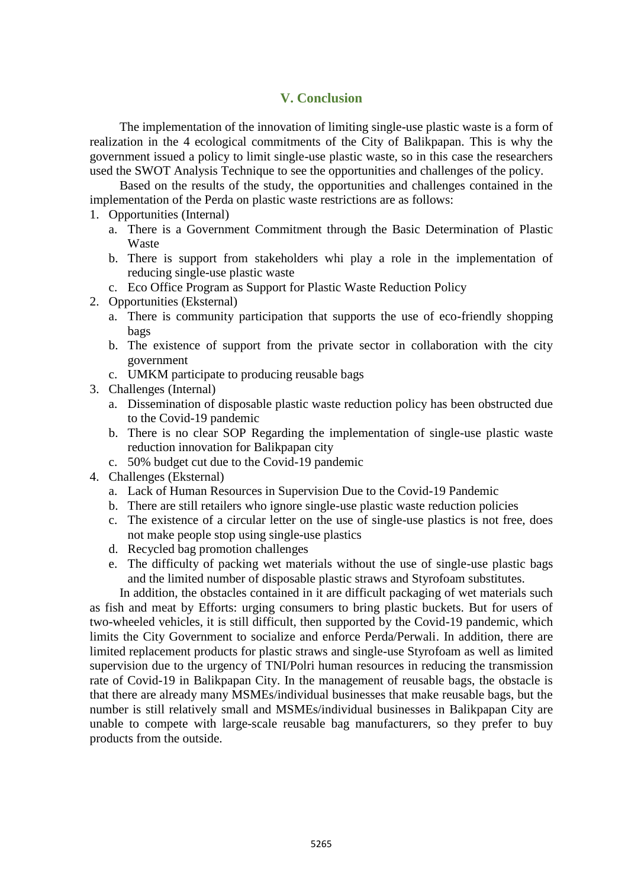## V. Conclusion

The implementation of the innovation of limiting single-use plastic waste is a form of realization in the 4 ecological commitments of the City of Balikpapan. This is why the government issued a policy to limit single-use plastic waste, so in this case the researchers used the SWOT Analysis Technique to see the opportunities and challenges of the policy.

Based on the results of the study, the opportunities and challenges contained in the implementation of the Perda on plastic waste restrictions are as follows:

1. Opportunities (Internal)
   a. There is a Government Commitment through the Basic Determination of Plastic Waste
   b. There is support from stakeholders whi play a role in the implementation of reducing single-use plastic waste
   c. Eco Office Program as Support for Plastic Waste Reduction Policy
2. Opportunities (Eksternal)
   a. There is community participation that supports the use of eco-friendly shopping bags
   b. The existence of support from the private sector in collaboration with the city government
   c. UMKM participate to producing reusable bags
3. Challenges (Internal)
   a. Dissemination of disposable plastic waste reduction policy has been obstructed due to the Covid-19 pandemic
   b. There is no clear SOP Regarding the implementation of single-use plastic waste reduction innovation for Balikpapan city
   c. 50% budget cut due to the Covid-19 pandemic
4. Challenges (Eksternal)
   a. Lack of Human Resources in Supervision Due to the Covid-19 Pandemic
   b. There are still retailers who ignore single-use plastic waste reduction policies
   c. The existence of a circular letter on the use of single-use plastics is not free, does not make people stop using single-use plastics
   d. Recycled bag promotion challenges
   e. The difficulty of packing wet materials without the use of single-use plastic bags and the limited number of disposable plastic straws and Styrofoam substitutes.

In addition, the obstacles contained in it are difficult packaging of wet materials such as fish and meat by Efforts: urging consumers to bring plastic buckets. But for users of two-wheeled vehicles, it is still difficult, then supported by the Covid-19 pandemic, which limits the City Government to socialize and enforce Perda/Perwali. In addition, there are limited replacement products for plastic straws and single-use Styrofoam as well as limited supervision due to the urgency of TNI/Polri human resources in reducing the transmission rate of Covid-19 in Balikpapan City. In the management of reusable bags, the obstacle is that there are already many MSMEs/individual businesses that make reusable bags, but the number is still relatively small and MSMEs/individual businesses in Balikpapan City are unable to compete with large-scale reusable bag manufacturers, so they prefer to buy products from the outside.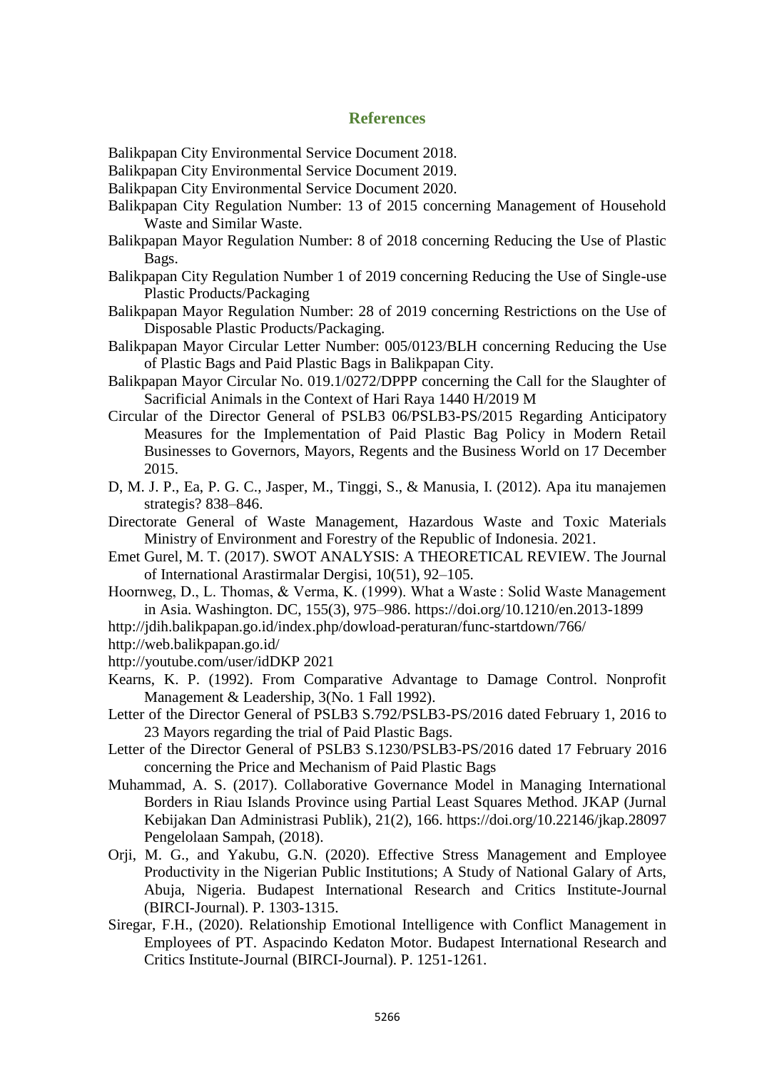## References

Balikpapan City Environmental Service Document 2018.

Balikpapan City Environmental Service Document 2019.

Balikpapan City Environmental Service Document 2020.

Balikpapan City Regulation Number: 13 of 2015 concerning Management of Household Waste and Similar Waste.

Balikpapan Mayor Regulation Number: 8 of 2018 concerning Reducing the Use of Plastic Bags.

Balikpapan City Regulation Number 1 of 2019 concerning Reducing the Use of Single-use Plastic Products/Packaging

Balikpapan Mayor Regulation Number: 28 of 2019 concerning Restrictions on the Use of Disposable Plastic Products/Packaging.

Balikpapan Mayor Circular Letter Number: 005/0123/BLH concerning Reducing the Use of Plastic Bags and Paid Plastic Bags in Balikpapan City.

Balikpapan Mayor Circular No. 019.1/0272/DPPP concerning the Call for the Slaughter of Sacrificial Animals in the Context of Hari Raya 1440 H/2019 M

Circular of the Director General of PSLB3 06/PSLB3-PS/2015 Regarding Anticipatory Measures for the Implementation of Paid Plastic Bag Policy in Modern Retail Businesses to Governors, Mayors, Regents and the Business World on 17 December 2015.

D, M. J. P., Ea, P. G. C., Jasper, M., Tinggi, S., & Manusia, I. (2012). Apa itu manajemen strategis? 838–846.

Directorate General of Waste Management, Hazardous Waste and Toxic Materials Ministry of Environment and Forestry of the Republic of Indonesia. 2021.

Emet Gurel, M. T. (2017). SWOT ANALYSIS: A THEORETICAL REVIEW. The Journal of International Arastirmalar Dergisi, 10(51), 92–105.

Hoornweg, D., L. Thomas, & Verma, K. (1999). What a Waste : Solid Waste Management in Asia. Washington. DC, 155(3), 975–986. https://doi.org/10.1210/en.2013-1899

http://jdih.balikpapan.go.id/index.php/dowload-peraturan/func-startdown/766/

http://web.balikpapan.go.id/

http://youtube.com/user/idDKP 2021

Kearns, K. P. (1992). From Comparative Advantage to Damage Control. Nonprofit Management & Leadership, 3(No. 1 Fall 1992).

Letter of the Director General of PSLB3 S.792/PSLB3-PS/2016 dated February 1, 2016 to 23 Mayors regarding the trial of Paid Plastic Bags.

Letter of the Director General of PSLB3 S.1230/PSLB3-PS/2016 dated 17 February 2016 concerning the Price and Mechanism of Paid Plastic Bags

Muhammad, A. S. (2017). Collaborative Governance Model in Managing International Borders in Riau Islands Province using Partial Least Squares Method. JKAP (Jurnal Kebijakan Dan Administrasi Publik), 21(2), 166. https://doi.org/10.22146/jkap.28097 Pengelolaan Sampah, (2018).

Orji, M. G., and Yakubu, G.N. (2020). Effective Stress Management and Employee Productivity in the Nigerian Public Institutions; A Study of National Galary of Arts, Abuja, Nigeria. Budapest International Research and Critics Institute-Journal (BIRCI-Journal). P. 1303-1315.

Siregar, F.H., (2020). Relationship Emotional Intelligence with Conflict Management in Employees of PT. Aspacindo Kedaton Motor. Budapest International Research and Critics Institute-Journal (BIRCI-Journal). P. 1251-1261.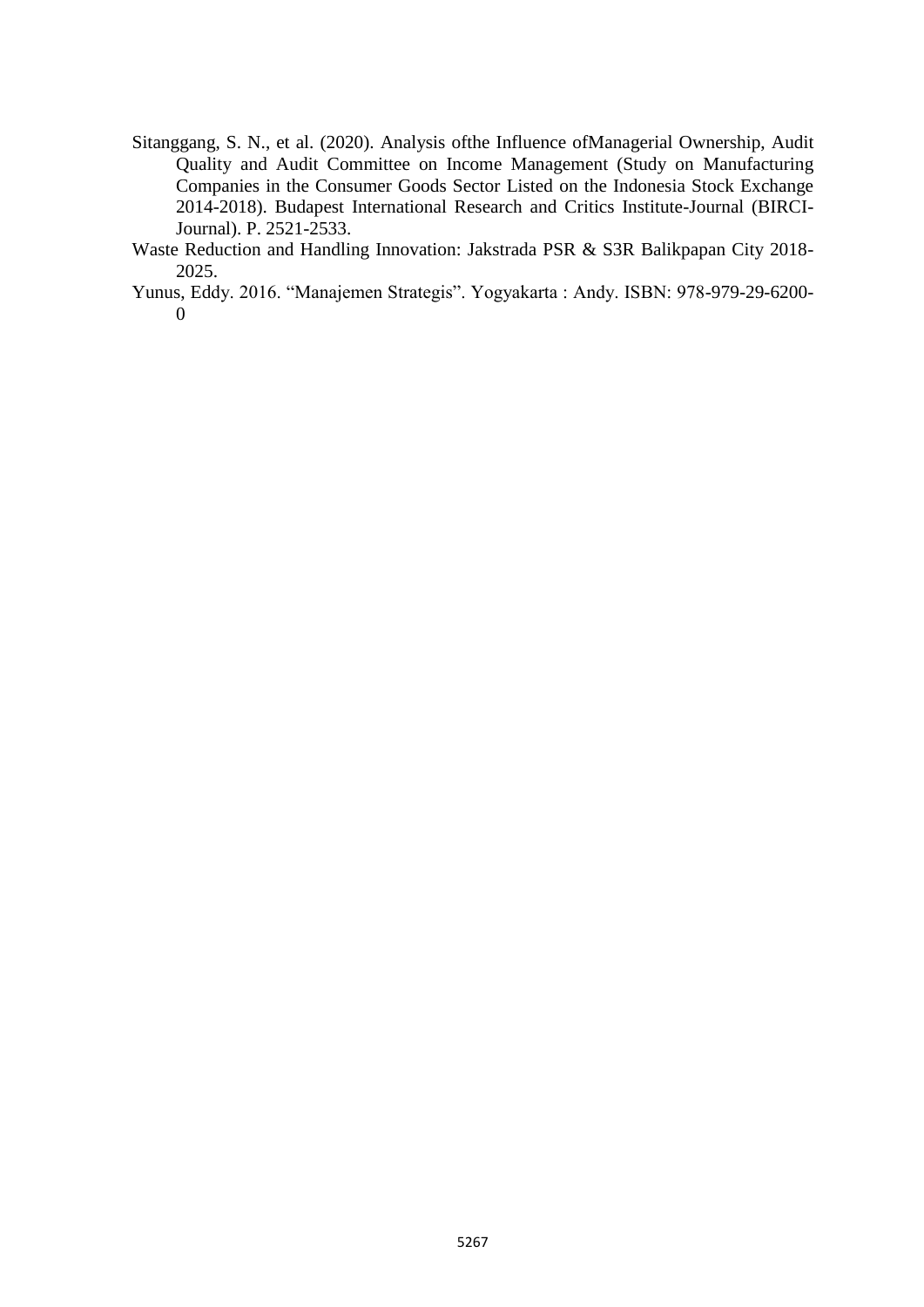Sitanggang, S. N., et al. (2020). Analysis ofthe Influence ofManagerial Ownership, Audit Quality and Audit Committee on Income Management (Study on Manufacturing Companies in the Consumer Goods Sector Listed on the Indonesia Stock Exchange 2014-2018). Budapest International Research and Critics Institute-Journal (BIRCI-Journal). P. 2521-2533.

Waste Reduction and Handling Innovation: Jakstrada PSR & S3R Balikpapan City 2018-2025.

Yunus, Eddy. 2016. "Manajemen Strategis". Yogyakarta : Andy. ISBN: 978-979-29-6200-0